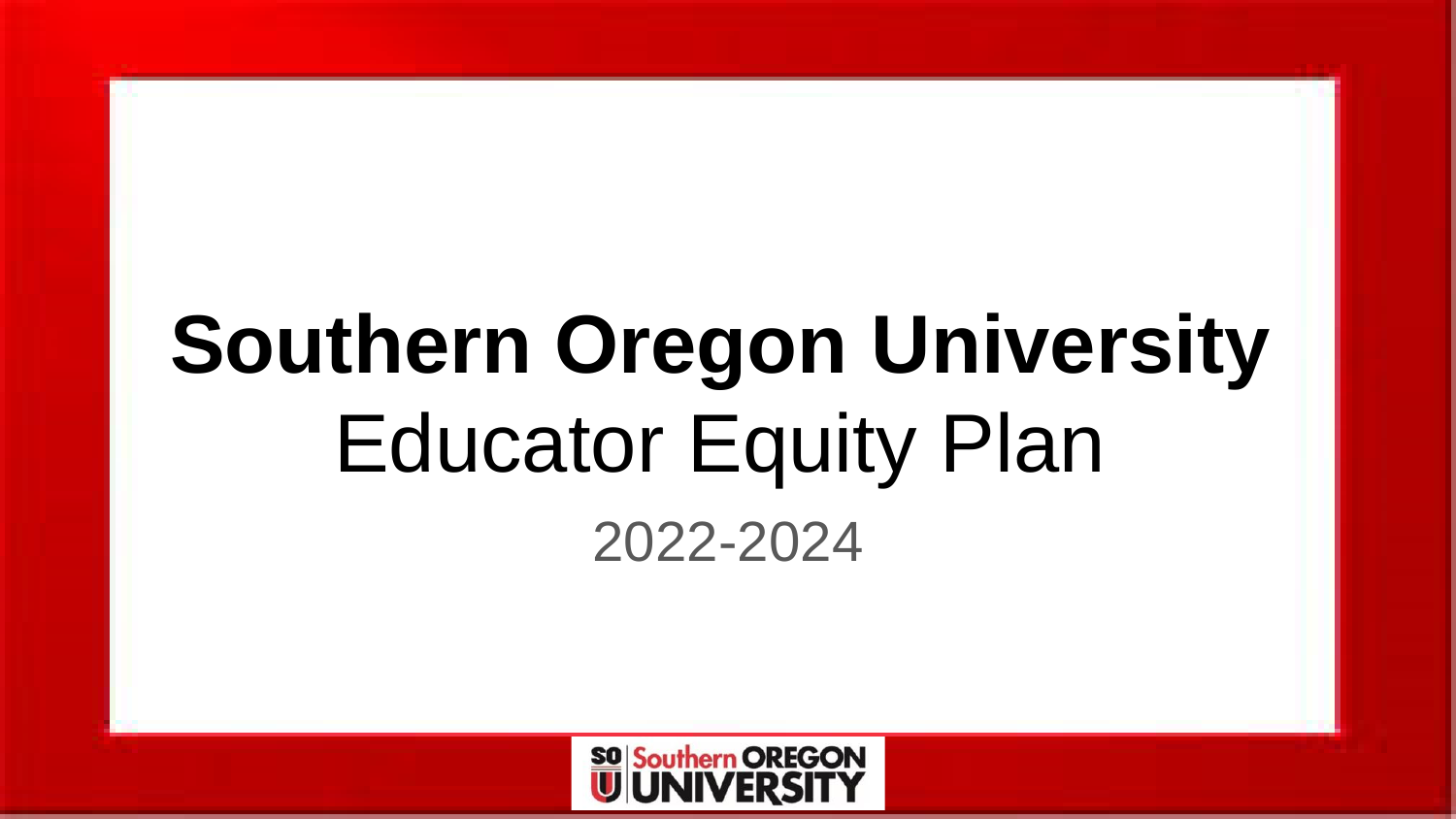# Southern Oregon University

## Educator Equity Plan

2022-2024

SO U | Southern OREGON UNIVERSITY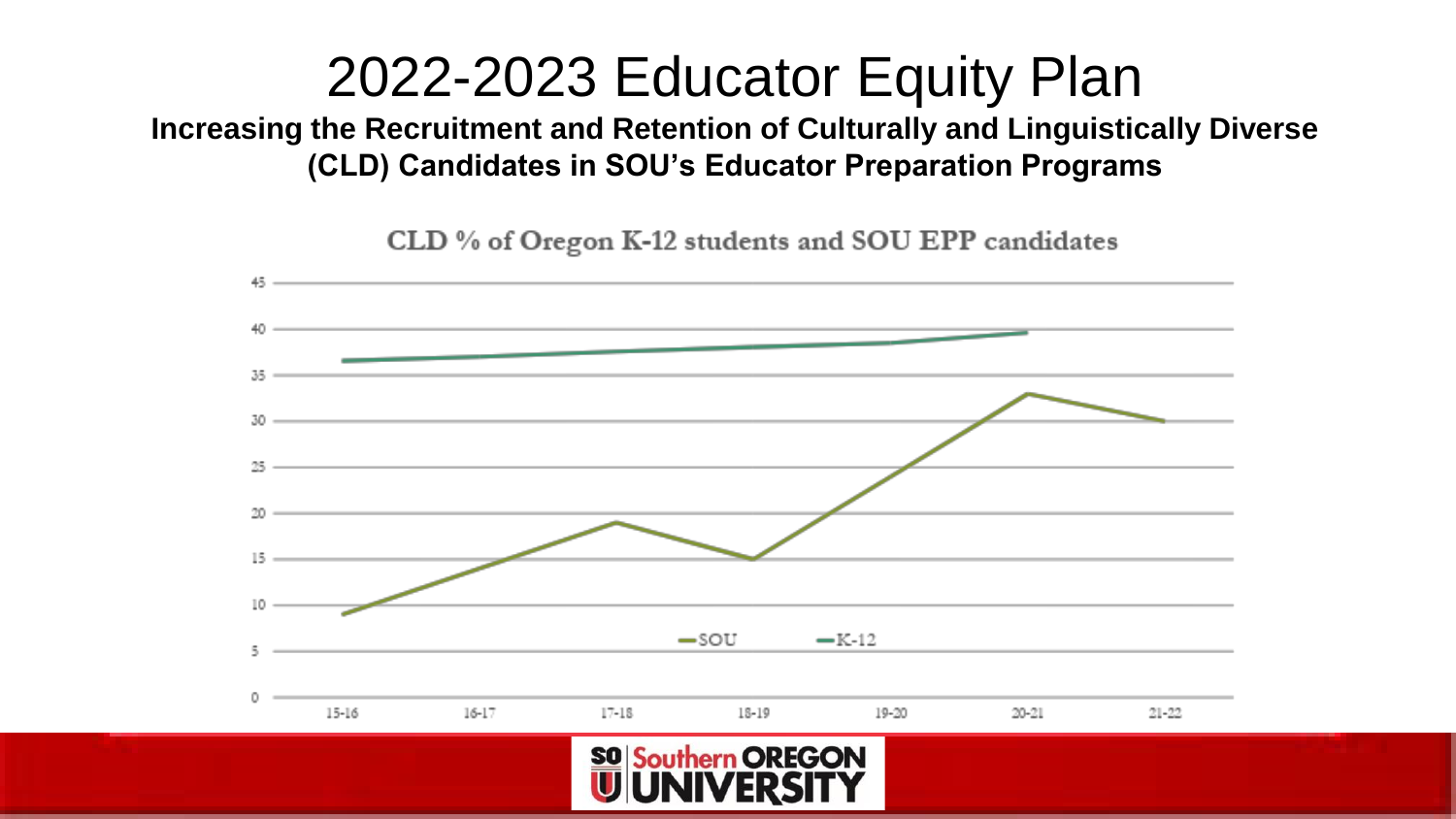# 2022-2023 Educator Equity Plan

**Increasing the Recruitment and Retention of Culturally and Linguistically Diverse (CLD) Candidates in SOU's Educator Preparation Programs**

CLD % of Oregon K-12 students and SOU EPP candidates

45
40
35
30
25
20
15
10
5
0

SOU
K-12

15-16 16-17 17-18 18-19 19-20 20-21 21-22

Southern OREGON UNIVERSITY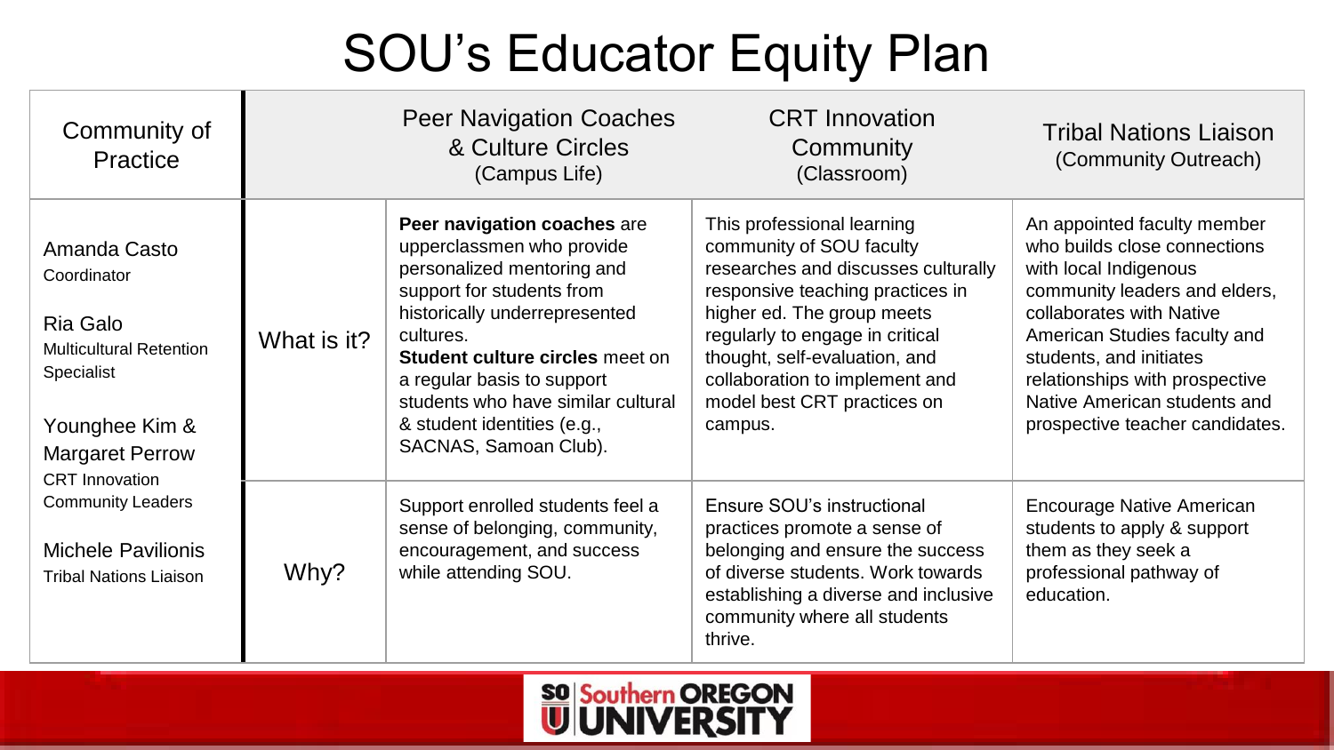# SOU's Educator Equity Plan

| Community of Practice | | Peer Navigation Coaches & Culture Circles (Campus Life) | CRT Innovation Community (Classroom) | Tribal Nations Liaison (Community Outreach) |
|---|---|---|---|---|
| Amanda Casto<br>Coordinator<br><br>Ria Galo<br>Multicultural Retention Specialist<br><br>Younghee Kim & Margaret Perrow<br>CRT Innovation Community Leaders<br><br>Michele Pavilionis<br>Tribal Nations Liaison | What is it? | **Peer navigation coaches** are upperclassmen who provide personalized mentoring and support for students from historically underrepresented cultures.<br>**Student culture circles** meet on a regular basis to support students who have similar cultural & student identities (e.g., SACNAS, Samoan Club). | This professional learning community of SOU faculty researches and discusses culturally responsive teaching practices in higher ed. The group meets regularly to engage in critical thought, self-evaluation, and collaboration to implement and model best CRT practices on campus. | An appointed faculty member who builds close connections with local Indigenous community leaders and elders, collaborates with Native American Studies faculty and students, and initiates relationships with prospective Native American students and prospective teacher candidates. |
| | Why? | Support enrolled students feel a sense of belonging, community, encouragement, and success while attending SOU. | Ensure SOU's instructional practices promote a sense of belonging and ensure the success of diverse students. Work towards establishing a diverse and inclusive community where all students thrive. | Encourage Native American students to apply & support them as they seek a professional pathway of education. |

Southern OREGON UNIVERSITY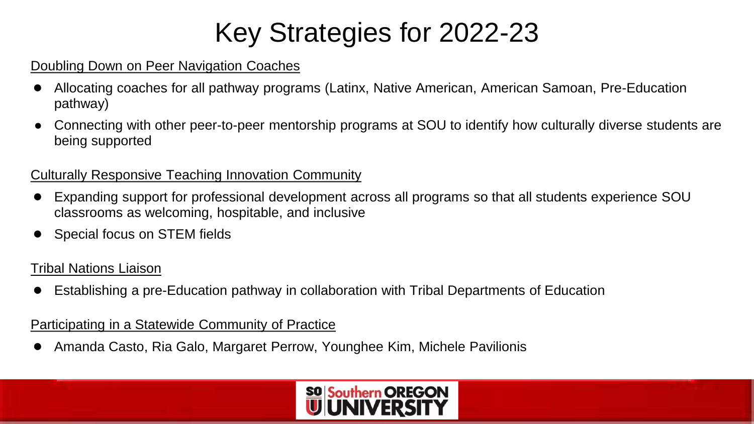# Key Strategies for 2022-23

Doubling Down on Peer Navigation Coaches

- Allocating coaches for all pathway programs (Latinx, Native American, American Samoan, Pre-Education pathway)
- Connecting with other peer-to-peer mentorship programs at SOU to identify how culturally diverse students are being supported

Culturally Responsive Teaching Innovation Community

- Expanding support for professional development across all programs so that all students experience SOU classrooms as welcoming, hospitable, and inclusive
- Special focus on STEM fields

Tribal Nations Liaison

- Establishing a pre-Education pathway in collaboration with Tribal Departments of Education

Participating in a Statewide Community of Practice

- Amanda Casto, Ria Galo, Margaret Perrow, Younghee Kim, Michele Pavilionis